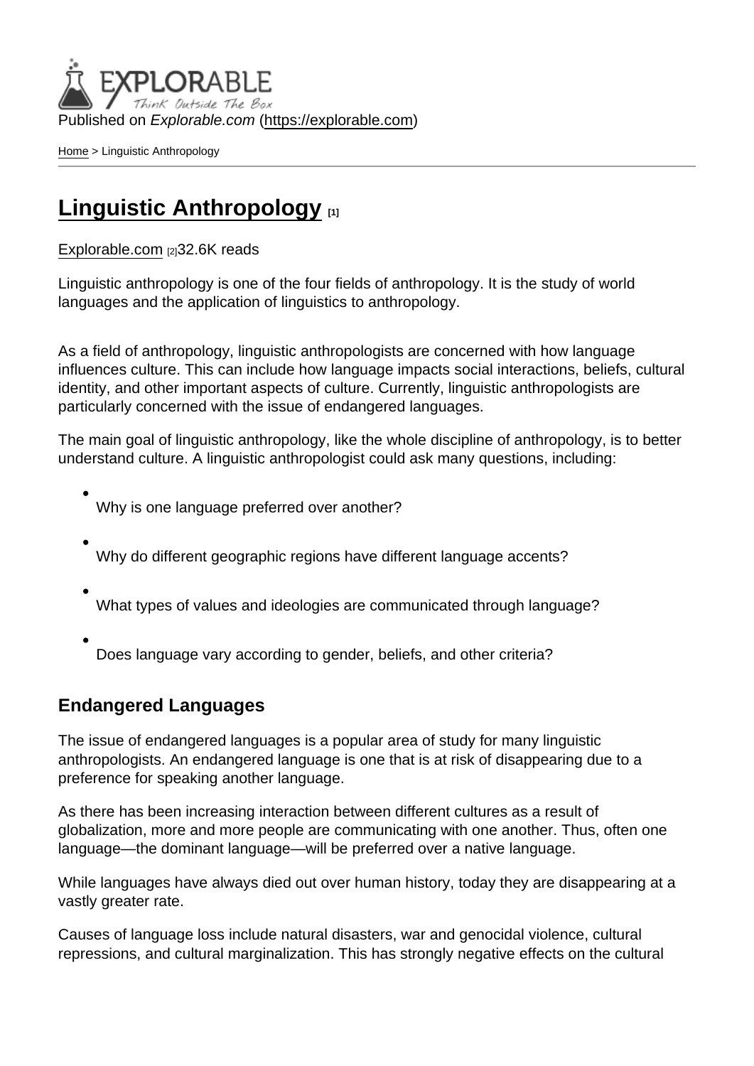Published on *Explorable.com* (https://explorable.com)

Home > Linguistic Anthropology

# Linguistic Anthropology [1]

Explorable.com [2] 32.6K reads

Linguistic anthropology is one of the four fields of anthropology. It is the study of world languages and the application of linguistics to anthropology.

As a field of anthropology, linguistic anthropologists are concerned with how language influences culture. This can include how language impacts social interactions, beliefs, cultural identity, and other important aspects of culture. Currently, linguistic anthropologists are particularly concerned with the issue of endangered languages.

The main goal of linguistic anthropology, like the whole discipline of anthropology, is to better understand culture. A linguistic anthropologist could ask many questions, including:

- Why is one language preferred over another?
- Why do different geographic regions have different language accents?
- What types of values and ideologies are communicated through language?
- Does language vary according to gender, beliefs, and other criteria?

## Endangered Languages

The issue of endangered languages is a popular area of study for many linguistic anthropologists. An endangered language is one that is at risk of disappearing due to a preference for speaking another language.

As there has been increasing interaction between different cultures as a result of globalization, more and more people are communicating with one another. Thus, often one language—the dominant language—will be preferred over a native language.

While languages have always died out over human history, today they are disappearing at a vastly greater rate.

Causes of language loss include natural disasters, war and genocidal violence, cultural repressions, and cultural marginalization. This has strongly negative effects on the cultural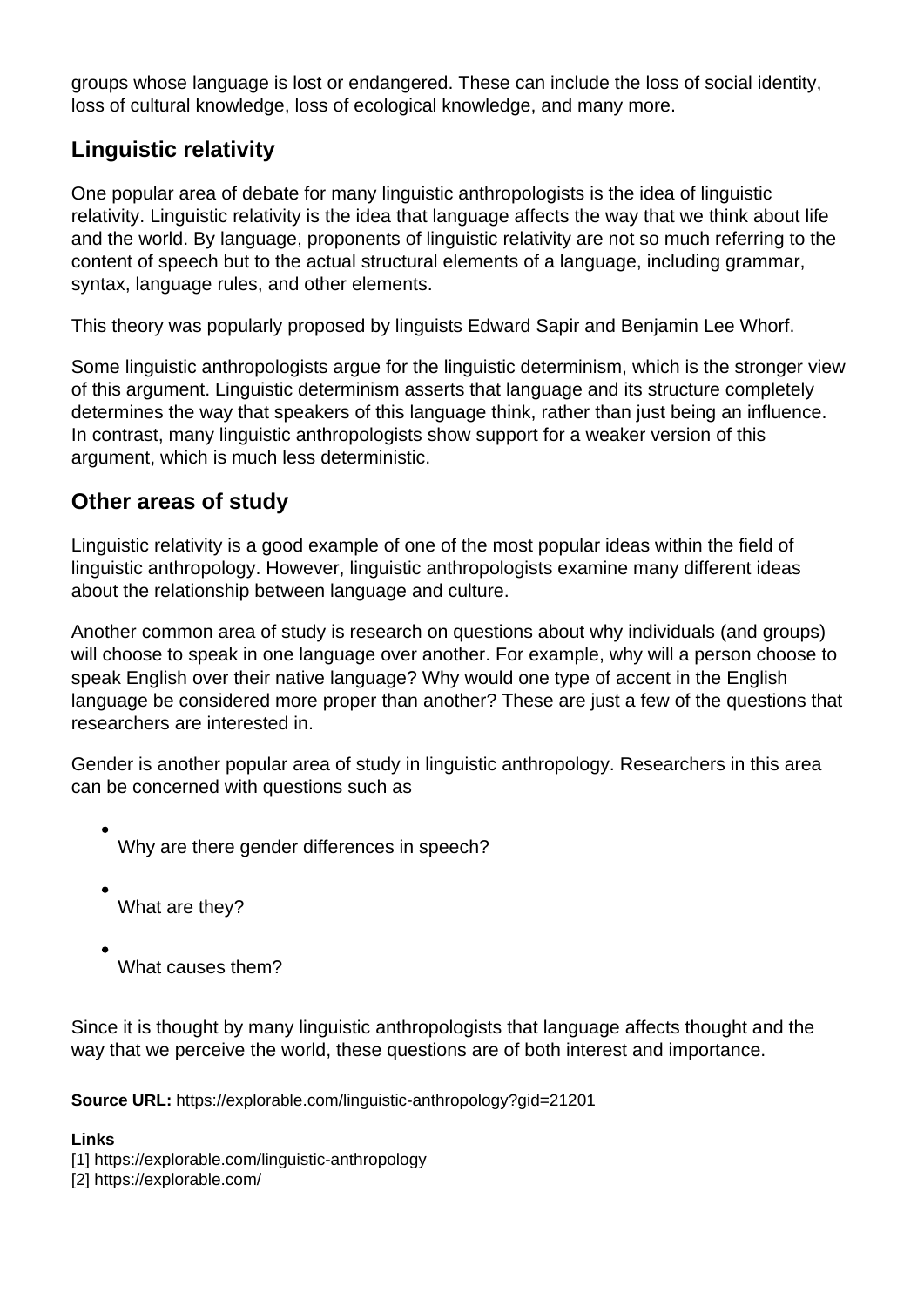groups whose language is lost or endangered. These can include the loss of social identity, loss of cultural knowledge, loss of ecological knowledge, and many more.

## Linguistic relativity

One popular area of debate for many linguistic anthropologists is the idea of linguistic relativity. Linguistic relativity is the idea that language affects the way that we think about life and the world. By language, proponents of linguistic relativity are not so much referring to the content of speech but to the actual structural elements of a language, including grammar, syntax, language rules, and other elements.

This theory was popularly proposed by linguists Edward Sapir and Benjamin Lee Whorf.

Some linguistic anthropologists argue for the linguistic determinism, which is the stronger view of this argument. Linguistic determinism asserts that language and its structure completely determines the way that speakers of this language think, rather than just being an influence. In contrast, many linguistic anthropologists show support for a weaker version of this argument, which is much less deterministic.

## Other areas of study

Linguistic relativity is a good example of one of the most popular ideas within the field of linguistic anthropology. However, linguistic anthropologists examine many different ideas about the relationship between language and culture.

Another common area of study is research on questions about why individuals (and groups) will choose to speak in one language over another. For example, why will a person choose to speak English over their native language? Why would one type of accent in the English language be considered more proper than another? These are just a few of the questions that researchers are interested in.

Gender is another popular area of study in linguistic anthropology. Researchers in this area can be concerned with questions such as

- Why are there gender differences in speech?
- What are they?
- What causes them?

Since it is thought by many linguistic anthropologists that language affects thought and the way that we perceive the world, these questions are of both interest and importance.

---

**Source URL:** https://explorable.com/linguistic-anthropology?gid=21201

**Links**
[1] https://explorable.com/linguistic-anthropology
[2] https://explorable.com/